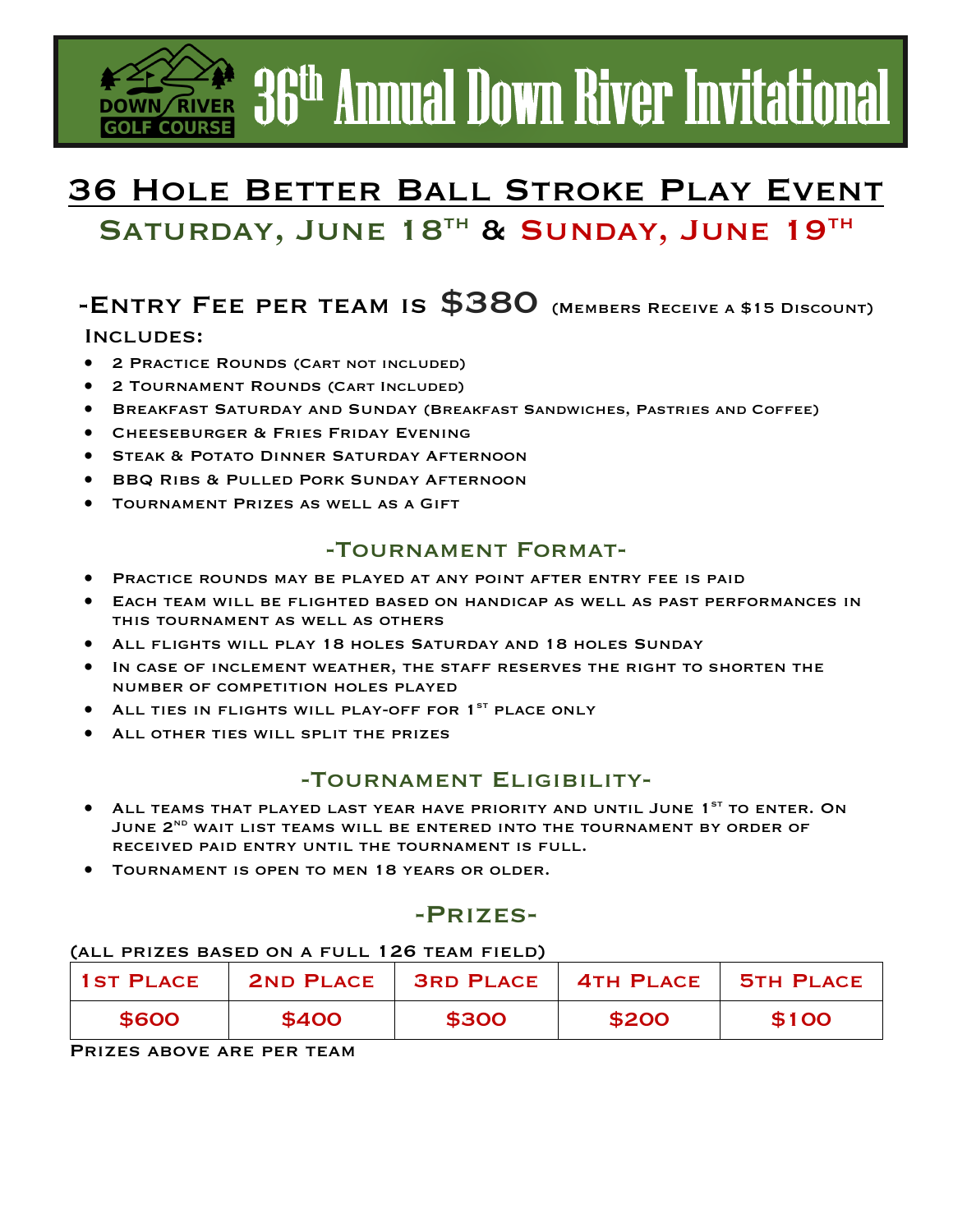DOWN RIVER GOLF COURSE

# 36th Annual Down River Invitational

## 36 Hole Better Ball Stroke Play Event

### Saturday, June 18th & Sunday, June 19th

## -Entry Fee per team is $380 (Members Receive a $15 Discount)

Includes:

- 2 Practice Rounds (Cart not included)
- 2 Tournament Rounds (Cart Included)
- Breakfast Saturday and Sunday (Breakfast Sandwiches, Pastries and Coffee)
- Cheeseburger & Fries Friday Evening
- Steak & Potato Dinner Saturday Afternoon
- BBQ Ribs & Pulled Pork Sunday Afternoon
- Tournament Prizes as well as a Gift

### -Tournament Format-

- Practice rounds may be played at any point after entry fee is paid
- Each team will be flighted based on handicap as well as past performances in this tournament as well as others
- All flights will play 18 holes Saturday and 18 holes Sunday
- In case of inclement weather, the staff reserves the right to shorten the number of competition holes played
- All ties in flights will play-off for 1st place only
- All other ties will split the prizes

### -Tournament Eligibility-

- All teams that played last year have priority and until June 1st to enter. On June 2nd wait list teams will be entered into the tournament by order of received paid entry until the tournament is full.
- Tournament is open to men 18 years or older.

### -Prizes-

(all prizes based on a full 126 team field)

| 1st Place | 2nd Place | 3rd Place | 4th Place | 5th Place |
|---|---|---|---|---|
| $600 | $400 | $300 | $200 | $100 |

Prizes above are per team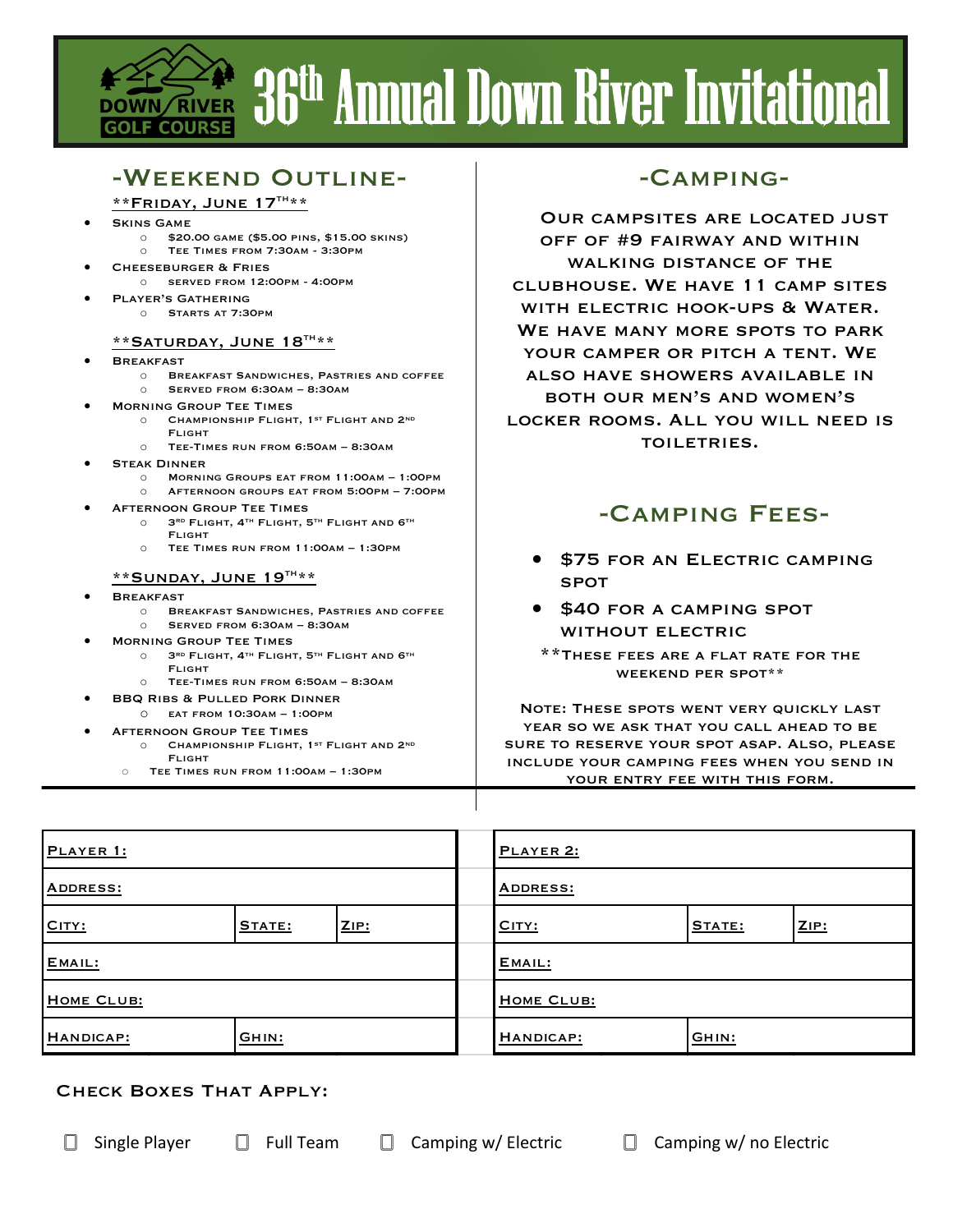# 36th Annual Down River Invitational

DOWN RIVER GOLF COURSE

## -Weekend Outline-

**Friday, June 17th**

- Skins Game
  - $20.00 game ($5.00 pins, $15.00 skins)
  - Tee Times from 7:30am - 3:30pm
- Cheeseburger & Fries
  - served from 12:00pm - 4:00pm
- Player's Gathering
  - Starts at 7:30pm

**Saturday, June 18th**

- Breakfast
  - Breakfast Sandwiches, Pastries and coffee
  - Served from 6:30am – 8:30am
- Morning Group Tee Times
  - Championship Flight, 1st Flight and 2nd Flight
  - Tee-Times run from 6:50am – 8:30am
- Steak Dinner
  - Morning Groups eat from 11:00am – 1:00pm
  - Afternoon groups eat from 5:00pm – 7:00pm
- Afternoon Group Tee Times
  - 3rd Flight, 4th Flight, 5th Flight and 6th Flight
  - Tee Times run from 11:00am – 1:30pm

**Sunday, June 19th**

- Breakfast
  - Breakfast Sandwiches, Pastries and coffee
  - Served from 6:30am – 8:30am
- Morning Group Tee Times
  - 3rd Flight, 4th Flight, 5th Flight and 6th Flight
  - Tee-Times run from 6:50am – 8:30am
- BBQ Ribs & Pulled Pork Dinner
  - Eat from 10:30am – 1:00pm
- Afternoon Group Tee Times
  - Championship Flight, 1st Flight and 2nd Flight
  - Tee Times run from 11:00am – 1:30pm

## -Camping-

Our campsites are located just off of #9 fairway and within walking distance of the clubhouse. We have 11 camp sites with electric hook-ups & Water. We have many more spots to park your camper or pitch a tent. We also have showers available in both our men's and women's locker rooms. All you will need is toiletries.

## -Camping Fees-

- $75 for an Electric camping spot
- $40 for a camping spot without electric

**These fees are a flat rate for the weekend per spot**

Note: These spots went very quickly last year so we ask that you call ahead to be sure to reserve your spot ASAP. Also, please include your camping fees when you send in your entry fee with this form.

| Player 1: | | |
|---|---|---|
| Address: | | |
| City: | State: | Zip: |
| Email: | | |
| Home Club: | | |
| Handicap: | GHIN: | |

| Player 2: | | |
|---|---|---|
| Address: | | |
| City: | State: | Zip: |
| Email: | | |
| Home Club: | | |
| Handicap: | GHIN: | |

### Check Boxes That Apply:

☐ Single Player ☐ Full Team ☐ Camping w/ Electric ☐ Camping w/ no Electric